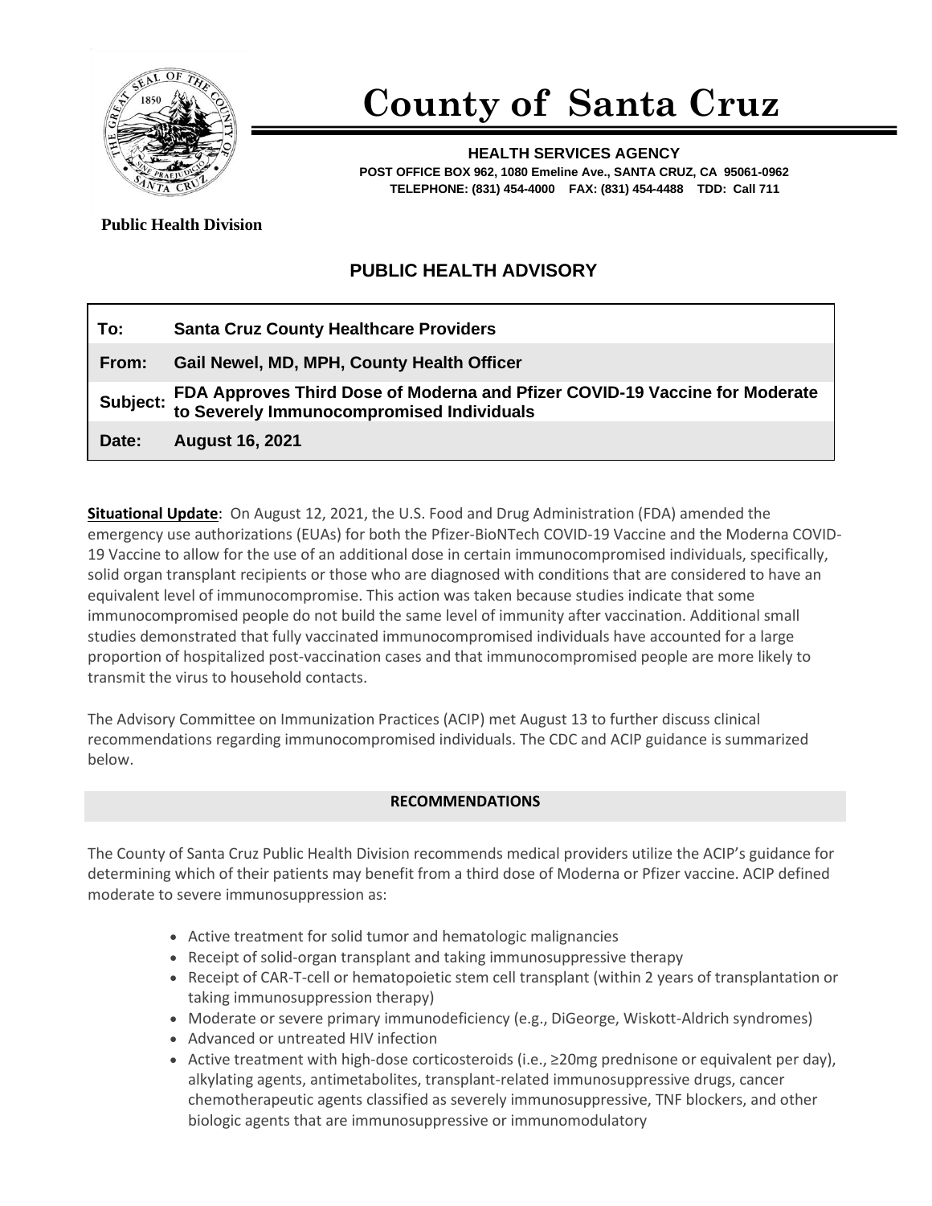# County of Santa Cruz

**HEALTH SERVICES AGENCY**
**POST OFFICE BOX 962, 1080 Emeline Ave., SANTA CRUZ, CA 95061-0962**
**TELEPHONE: (831) 454-4000 FAX: (831) 454-4488 TDD: Call 711**

**Public Health Division**

## PUBLIC HEALTH ADVISORY

| | |
|---|---|
| **To:** | **Santa Cruz County Healthcare Providers** |
| **From:** | **Gail Newel, MD, MPH, County Health Officer** |
| **Subject:** | **FDA Approves Third Dose of Moderna and Pfizer COVID-19 Vaccine for Moderate to Severely Immunocompromised Individuals** |
| **Date:** | **August 16, 2021** |

**Situational Update**: On August 12, 2021, the U.S. Food and Drug Administration (FDA) amended the emergency use authorizations (EUAs) for both the Pfizer-BioNTech COVID-19 Vaccine and the Moderna COVID-19 Vaccine to allow for the use of an additional dose in certain immunocompromised individuals, specifically, solid organ transplant recipients or those who are diagnosed with conditions that are considered to have an equivalent level of immunocompromise. This action was taken because studies indicate that some immunocompromised people do not build the same level of immunity after vaccination. Additional small studies demonstrated that fully vaccinated immunocompromised individuals have accounted for a large proportion of hospitalized post-vaccination cases and that immunocompromised people are more likely to transmit the virus to household contacts.

The Advisory Committee on Immunization Practices (ACIP) met August 13 to further discuss clinical recommendations regarding immunocompromised individuals. The CDC and ACIP guidance is summarized below.

### RECOMMENDATIONS

The County of Santa Cruz Public Health Division recommends medical providers utilize the ACIP's guidance for determining which of their patients may benefit from a third dose of Moderna or Pfizer vaccine. ACIP defined moderate to severe immunosuppression as:

- Active treatment for solid tumor and hematologic malignancies
- Receipt of solid-organ transplant and taking immunosuppressive therapy
- Receipt of CAR-T-cell or hematopoietic stem cell transplant (within 2 years of transplantation or taking immunosuppression therapy)
- Moderate or severe primary immunodeficiency (e.g., DiGeorge, Wiskott-Aldrich syndromes)
- Advanced or untreated HIV infection
- Active treatment with high-dose corticosteroids (i.e., ≥20mg prednisone or equivalent per day), alkylating agents, antimetabolites, transplant-related immunosuppressive drugs, cancer chemotherapeutic agents classified as severely immunosuppressive, TNF blockers, and other biologic agents that are immunosuppressive or immunomodulatory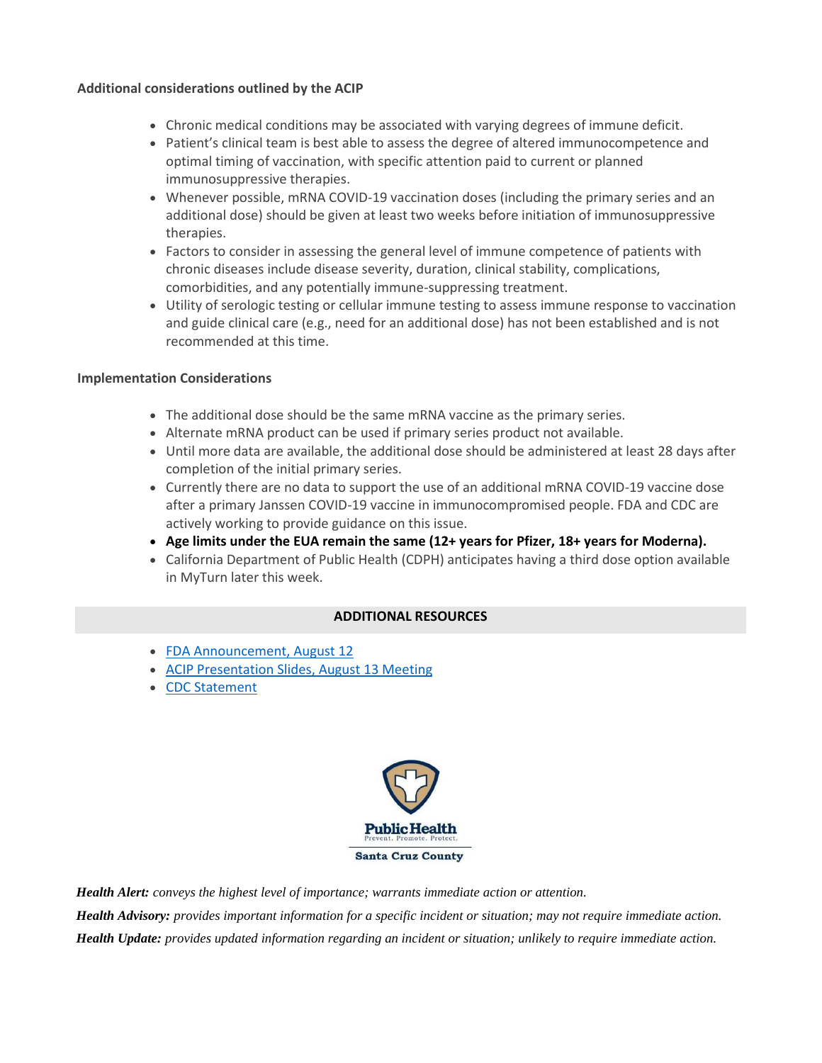**Additional considerations outlined by the ACIP**

- Chronic medical conditions may be associated with varying degrees of immune deficit.
- Patient's clinical team is best able to assess the degree of altered immunocompetence and optimal timing of vaccination, with specific attention paid to current or planned immunosuppressive therapies.
- Whenever possible, mRNA COVID-19 vaccination doses (including the primary series and an additional dose) should be given at least two weeks before initiation of immunosuppressive therapies.
- Factors to consider in assessing the general level of immune competence of patients with chronic diseases include disease severity, duration, clinical stability, complications, comorbidities, and any potentially immune-suppressing treatment.
- Utility of serologic testing or cellular immune testing to assess immune response to vaccination and guide clinical care (e.g., need for an additional dose) has not been established and is not recommended at this time.

**Implementation Considerations**

- The additional dose should be the same mRNA vaccine as the primary series.
- Alternate mRNA product can be used if primary series product not available.
- Until more data are available, the additional dose should be administered at least 28 days after completion of the initial primary series.
- Currently there are no data to support the use of an additional mRNA COVID-19 vaccine dose after a primary Janssen COVID-19 vaccine in immunocompromised people. FDA and CDC are actively working to provide guidance on this issue.
- **Age limits under the EUA remain the same (12+ years for Pfizer, 18+ years for Moderna).**
- California Department of Public Health (CDPH) anticipates having a third dose option available in MyTurn later this week.

**ADDITIONAL RESOURCES**

- FDA Announcement, August 12
- ACIP Presentation Slides, August 13 Meeting
- CDC Statement

Public Health
Prevent. Promote. Protect.
Santa Cruz County

***Health Alert:*** *conveys the highest level of importance; warrants immediate action or attention.*

***Health Advisory:*** *provides important information for a specific incident or situation; may not require immediate action.*

***Health Update:*** *provides updated information regarding an incident or situation; unlikely to require immediate action.*